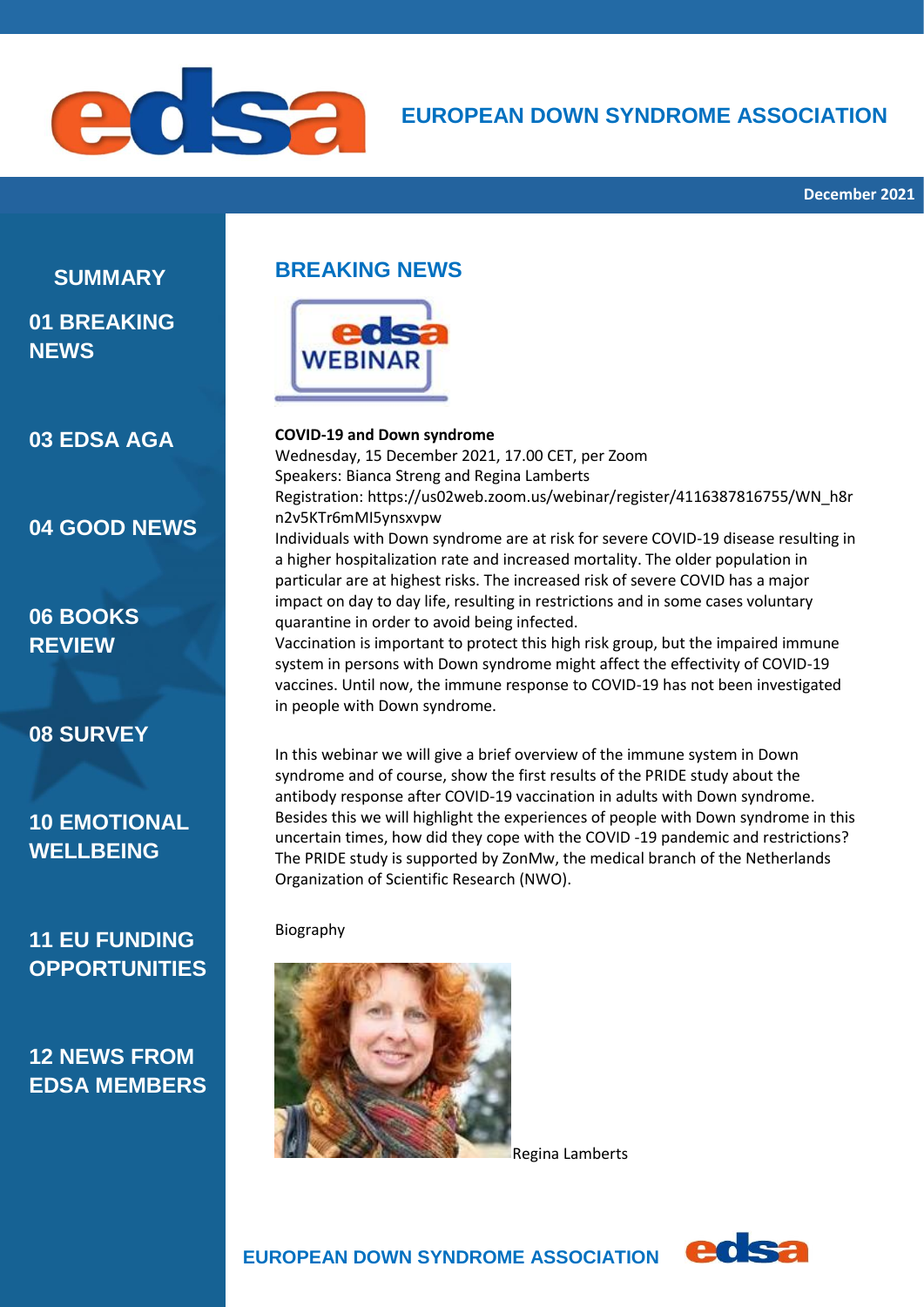# EUROPEAN DOWN SYNDROME ASSOCIATION

December 2021

## SUMMARY

01 BREAKING NEWS

03 EDSA AGA

04 GOOD NEWS

06 BOOKS REVIEW

08 SURVEY

10 EMOTIONAL WELLBEING

11 EU FUNDING OPPORTUNITIES

12 NEWS FROM EDSA MEMBERS

## BREAKING NEWS

**COVID-19 and Down syndrome**
Wednesday, 15 December 2021, 17.00 CET, per Zoom
Speakers: Bianca Streng and Regina Lamberts
Registration: https://us02web.zoom.us/webinar/register/4116387816755/WN_h8rn2v5KTr6mMI5ynsxvpw
Individuals with Down syndrome are at risk for severe COVID-19 disease resulting in a higher hospitalization rate and increased mortality. The older population in particular are at highest risks. The increased risk of severe COVID has a major impact on day to day life, resulting in restrictions and in some cases voluntary quarantine in order to avoid being infected.
Vaccination is important to protect this high risk group, but the impaired immune system in persons with Down syndrome might affect the effectivity of COVID-19 vaccines. Until now, the immune response to COVID-19 has not been investigated in people with Down syndrome.

In this webinar we will give a brief overview of the immune system in Down syndrome and of course, show the first results of the PRIDE study about the antibody response after COVID-19 vaccination in adults with Down syndrome. Besides this we will highlight the experiences of people with Down syndrome in this uncertain times, how did they cope with the COVID -19 pandemic and restrictions? The PRIDE study is supported by ZonMw, the medical branch of the Netherlands Organization of Scientific Research (NWO).

Biography

Regina Lamberts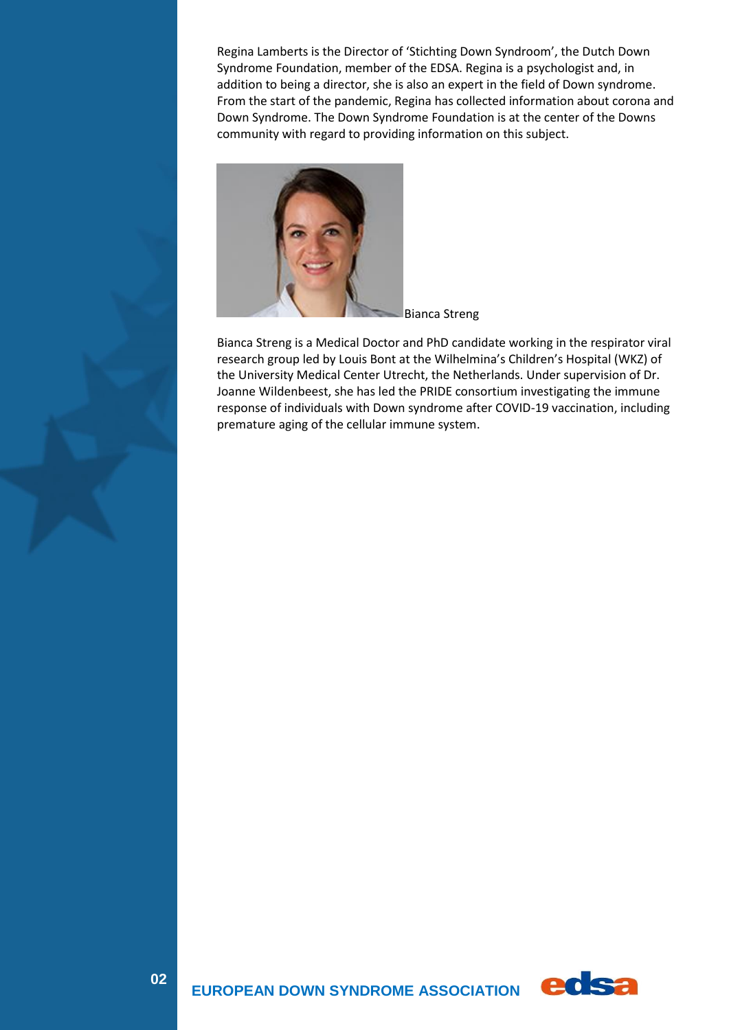Regina Lamberts is the Director of 'Stichting Down Syndroom', the Dutch Down Syndrome Foundation, member of the EDSA. Regina is a psychologist and, in addition to being a director, she is also an expert in the field of Down syndrome. From the start of the pandemic, Regina has collected information about corona and Down Syndrome. The Down Syndrome Foundation is at the center of the Downs community with regard to providing information on this subject.

Bianca Streng

Bianca Streng is a Medical Doctor and PhD candidate working in the respirator viral research group led by Louis Bont at the Wilhelmina's Children's Hospital (WKZ) of the University Medical Center Utrecht, the Netherlands. Under supervision of Dr. Joanne Wildenbeest, she has led the PRIDE consortium investigating the immune response of individuals with Down syndrome after COVID-19 vaccination, including premature aging of the cellular immune system.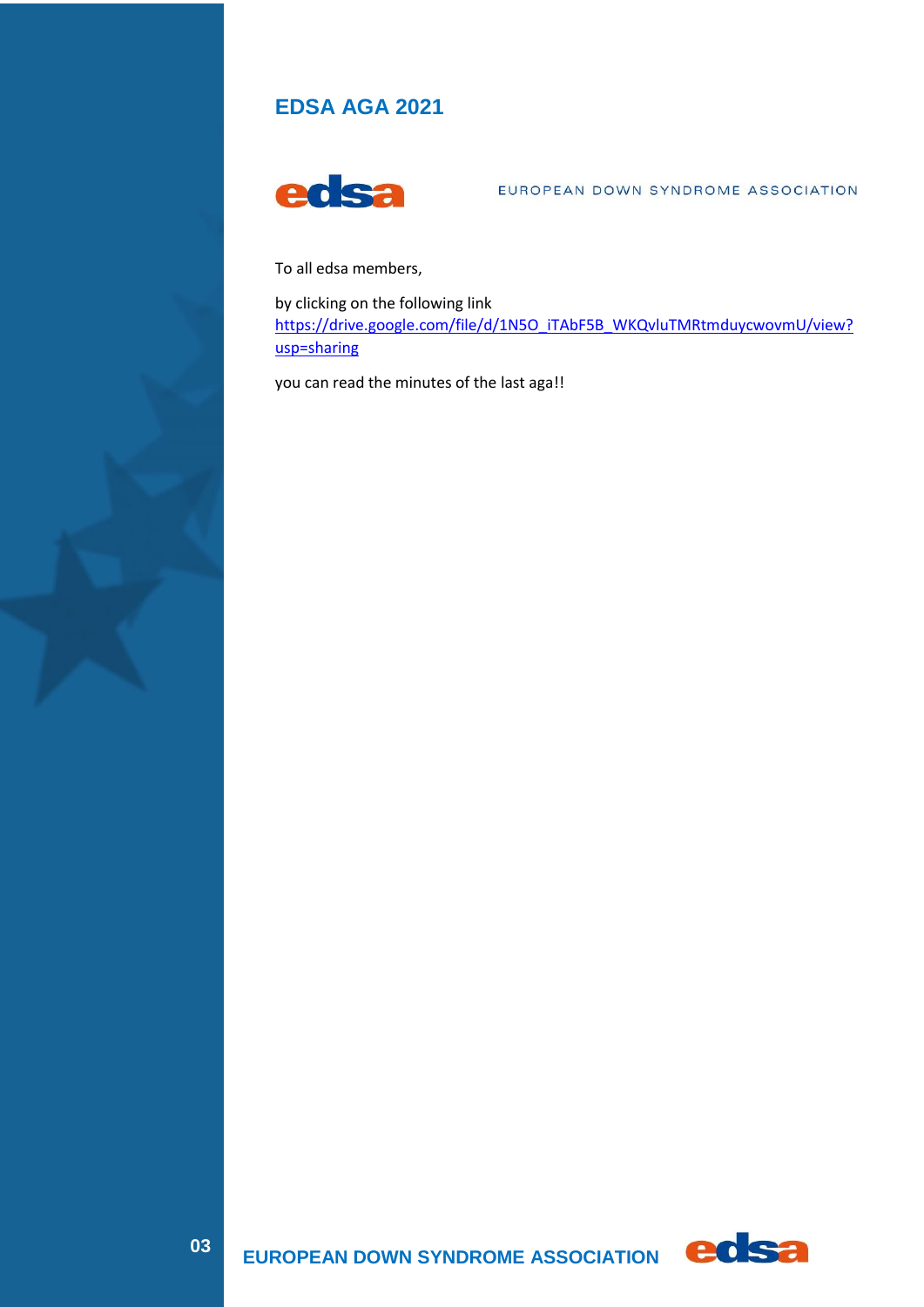## EDSA AGA 2021

edsa EUROPEAN DOWN SYNDROME ASSOCIATION

To all edsa members,

by clicking on the following link
[https://drive.google.com/file/d/1N5O_iTAbF5B_WKQvluTMRtmduycwovmU/view?usp=sharing](https://drive.google.com/file/d/1N5O_iTAbF5B_WKQvluTMRtmduycwovmU/view?usp=sharing)

you can read the minutes of the last aga!!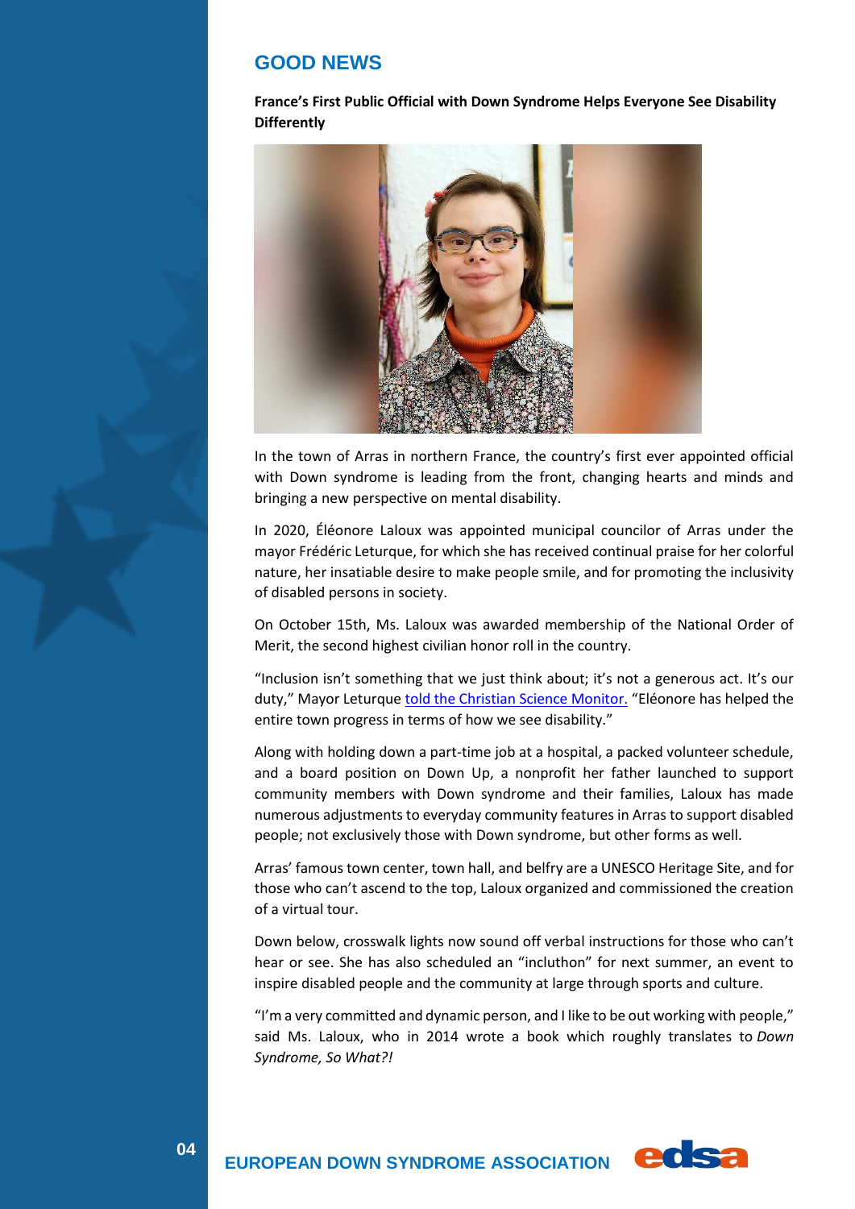## GOOD NEWS

**France's First Public Official with Down Syndrome Helps Everyone See Disability Differently**

In the town of Arras in northern France, the country's first ever appointed official with Down syndrome is leading from the front, changing hearts and minds and bringing a new perspective on mental disability.

In 2020, Éléonore Laloux was appointed municipal councilor of Arras under the mayor Frédéric Leturque, for which she has received continual praise for her colorful nature, her insatiable desire to make people smile, and for promoting the inclusivity of disabled persons in society.

On October 15th, Ms. Laloux was awarded membership of the National Order of Merit, the second highest civilian honor roll in the country.

"Inclusion isn't something that we just think about; it's not a generous act. It's our duty," Mayor Leturque told the Christian Science Monitor. "Eléonore has helped the entire town progress in terms of how we see disability."

Along with holding down a part-time job at a hospital, a packed volunteer schedule, and a board position on Down Up, a nonprofit her father launched to support community members with Down syndrome and their families, Laloux has made numerous adjustments to everyday community features in Arras to support disabled people; not exclusively those with Down syndrome, but other forms as well.

Arras' famous town center, town hall, and belfry are a UNESCO Heritage Site, and for those who can't ascend to the top, Laloux organized and commissioned the creation of a virtual tour.

Down below, crosswalk lights now sound off verbal instructions for those who can't hear or see. She has also scheduled an "incluthon" for next summer, an event to inspire disabled people and the community at large through sports and culture.

"I'm a very committed and dynamic person, and I like to be out working with people," said Ms. Laloux, who in 2014 wrote a book which roughly translates to *Down Syndrome, So What?!*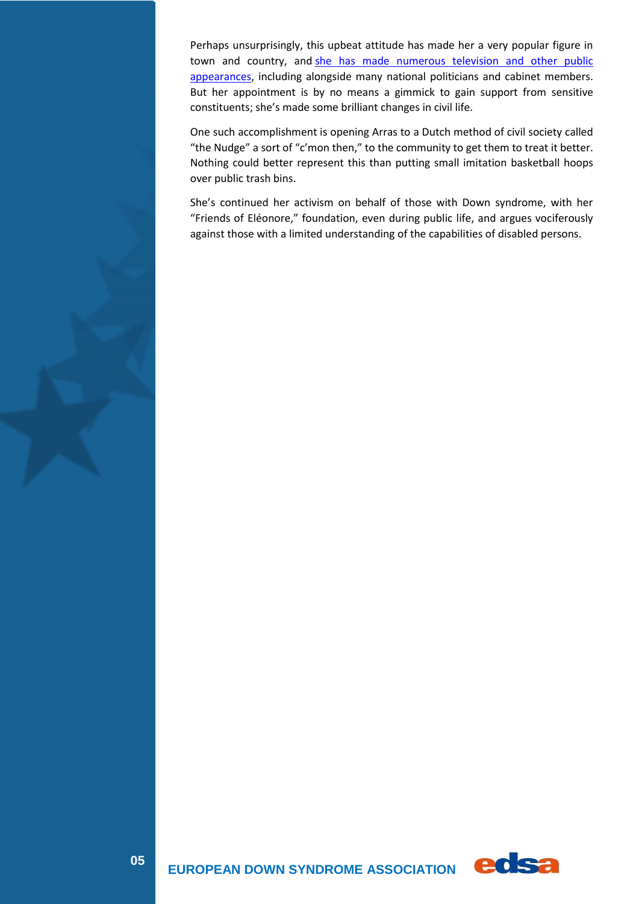Perhaps unsurprisingly, this upbeat attitude has made her a very popular figure in town and country, and she has made numerous television and other public appearances, including alongside many national politicians and cabinet members. But her appointment is by no means a gimmick to gain support from sensitive constituents; she's made some brilliant changes in civil life.

One such accomplishment is opening Arras to a Dutch method of civil society called "the Nudge" a sort of "c'mon then," to the community to get them to treat it better. Nothing could better represent this than putting small imitation basketball hoops over public trash bins.

She's continued her activism on behalf of those with Down syndrome, with her "Friends of Eléonore," foundation, even during public life, and argues vociferously against those with a limited understanding of the capabilities of disabled persons.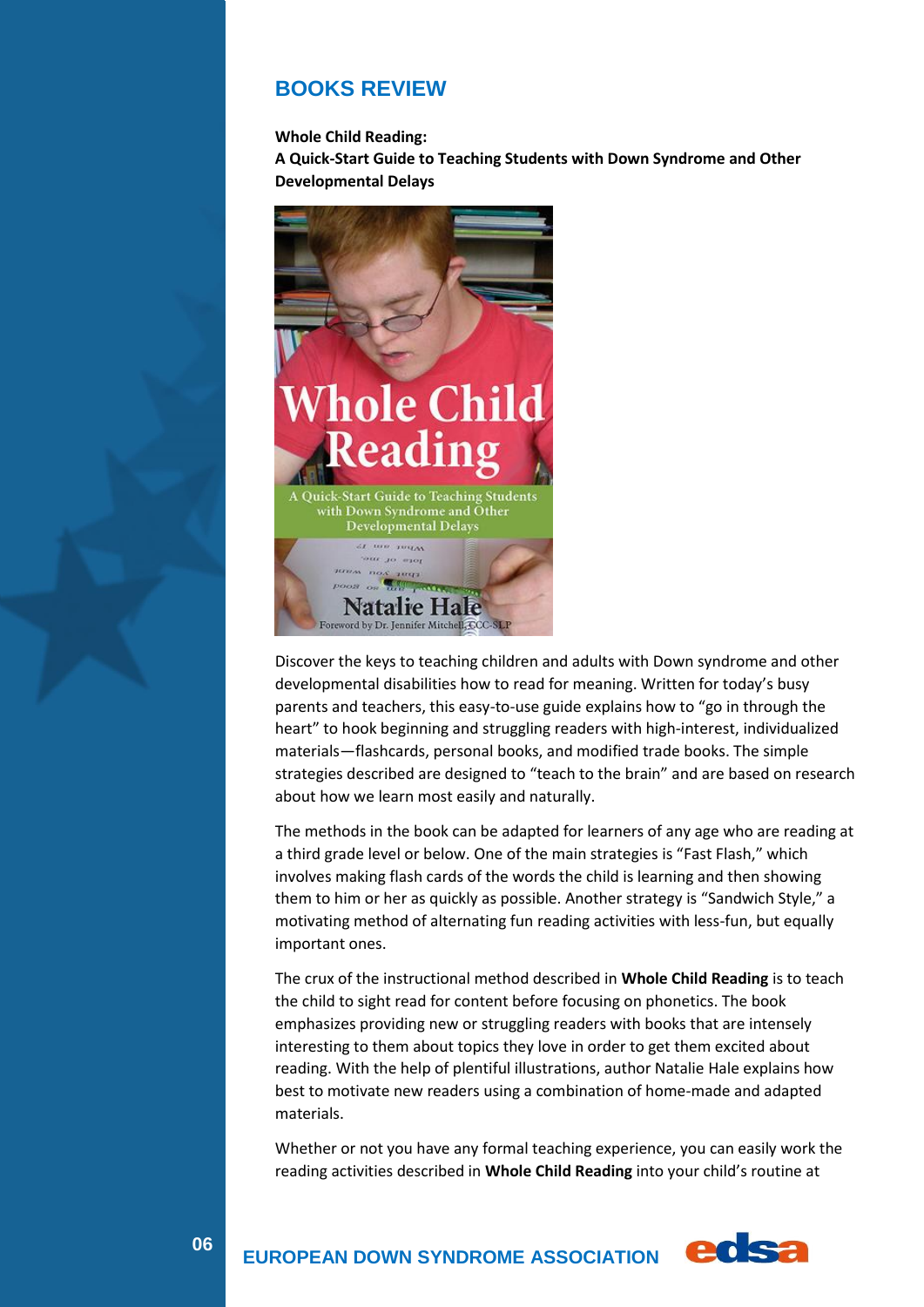## BOOKS REVIEW

**Whole Child Reading:**
**A Quick-Start Guide to Teaching Students with Down Syndrome and Other Developmental Delays**

Discover the keys to teaching children and adults with Down syndrome and other developmental disabilities how to read for meaning. Written for today's busy parents and teachers, this easy-to-use guide explains how to "go in through the heart" to hook beginning and struggling readers with high-interest, individualized materials—flashcards, personal books, and modified trade books. The simple strategies described are designed to "teach to the brain" and are based on research about how we learn most easily and naturally.

The methods in the book can be adapted for learners of any age who are reading at a third grade level or below. One of the main strategies is "Fast Flash," which involves making flash cards of the words the child is learning and then showing them to him or her as quickly as possible. Another strategy is "Sandwich Style," a motivating method of alternating fun reading activities with less-fun, but equally important ones.

The crux of the instructional method described in **Whole Child Reading** is to teach the child to sight read for content before focusing on phonetics. The book emphasizes providing new or struggling readers with books that are intensely interesting to them about topics they love in order to get them excited about reading. With the help of plentiful illustrations, author Natalie Hale explains how best to motivate new readers using a combination of home-made and adapted materials.

Whether or not you have any formal teaching experience, you can easily work the reading activities described in **Whole Child Reading** into your child's routine at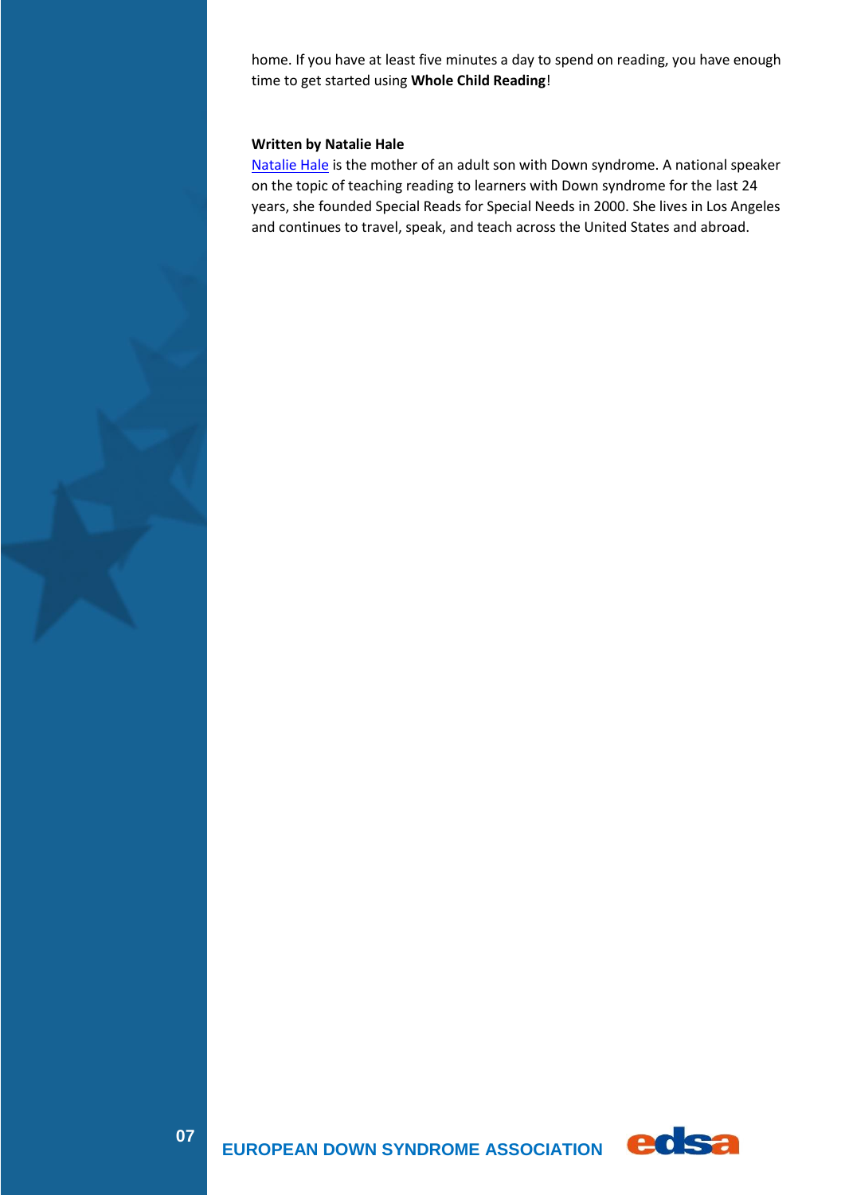home. If you have at least five minutes a day to spend on reading, you have enough time to get started using **Whole Child Reading**!

**Written by Natalie Hale**

Natalie Hale is the mother of an adult son with Down syndrome. A national speaker on the topic of teaching reading to learners with Down syndrome for the last 24 years, she founded Special Reads for Special Needs in 2000. She lives in Los Angeles and continues to travel, speak, and teach across the United States and abroad.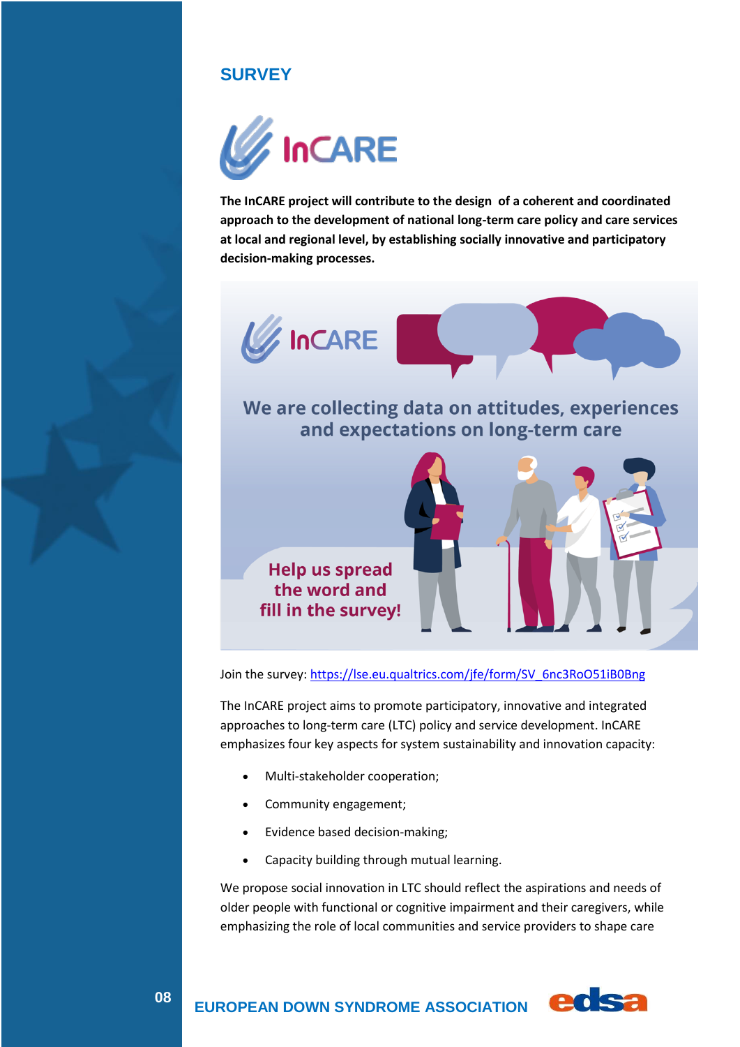## SURVEY

**The InCARE project will contribute to the design of a coherent and coordinated approach to the development of national long-term care policy and care services at local and regional level, by establishing socially innovative and participatory decision-making processes.**

We are collecting data on attitudes, experiences and expectations on long-term care

Help us spread the word and fill in the survey!

Join the survey: https://lse.eu.qualtrics.com/jfe/form/SV_6nc3RoO51iB0Bng

The InCARE project aims to promote participatory, innovative and integrated approaches to long-term care (LTC) policy and service development. InCARE emphasizes four key aspects for system sustainability and innovation capacity:

- Multi-stakeholder cooperation;
- Community engagement;
- Evidence based decision-making;
- Capacity building through mutual learning.

We propose social innovation in LTC should reflect the aspirations and needs of older people with functional or cognitive impairment and their caregivers, while emphasizing the role of local communities and service providers to shape care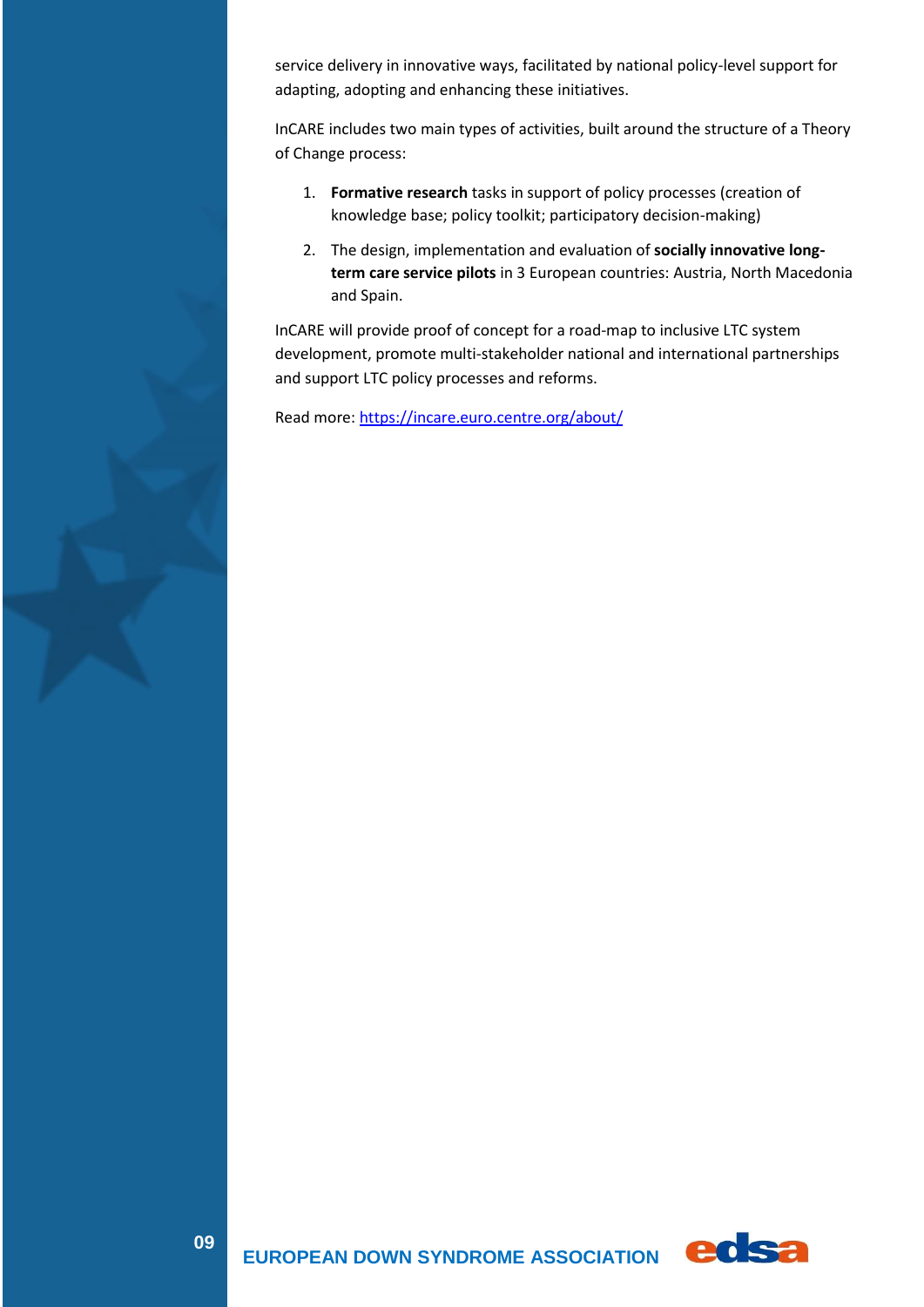service delivery in innovative ways, facilitated by national policy-level support for adapting, adopting and enhancing these initiatives.

InCARE includes two main types of activities, built around the structure of a Theory of Change process:

1. **Formative research** tasks in support of policy processes (creation of knowledge base; policy toolkit; participatory decision-making)
2. The design, implementation and evaluation of **socially innovative long-term care service pilots** in 3 European countries: Austria, North Macedonia and Spain.

InCARE will provide proof of concept for a road-map to inclusive LTC system development, promote multi-stakeholder national and international partnerships and support LTC policy processes and reforms.

Read more: [https://incare.euro.centre.org/about/](https://incare.euro.centre.org/about/)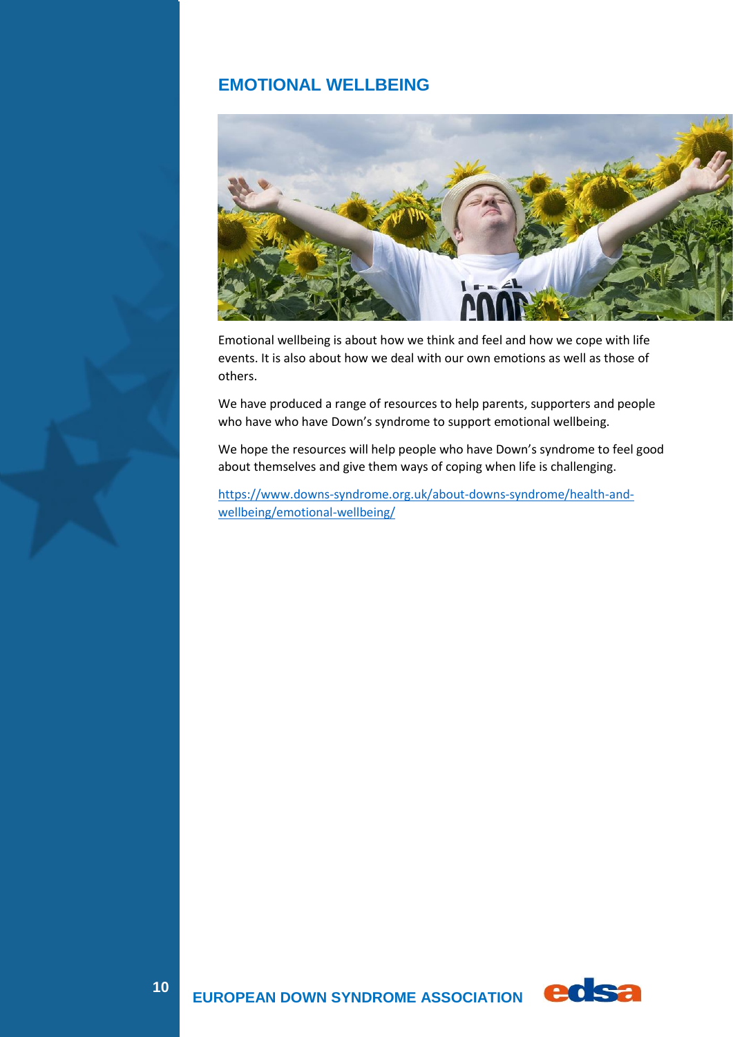## EMOTIONAL WELLBEING

Emotional wellbeing is about how we think and feel and how we cope with life events. It is also about how we deal with our own emotions as well as those of others.

We have produced a range of resources to help parents, supporters and people who have who have Down's syndrome to support emotional wellbeing.

We hope the resources will help people who have Down's syndrome to feel good about themselves and give them ways of coping when life is challenging.

https://www.downs-syndrome.org.uk/about-downs-syndrome/health-and-wellbeing/emotional-wellbeing/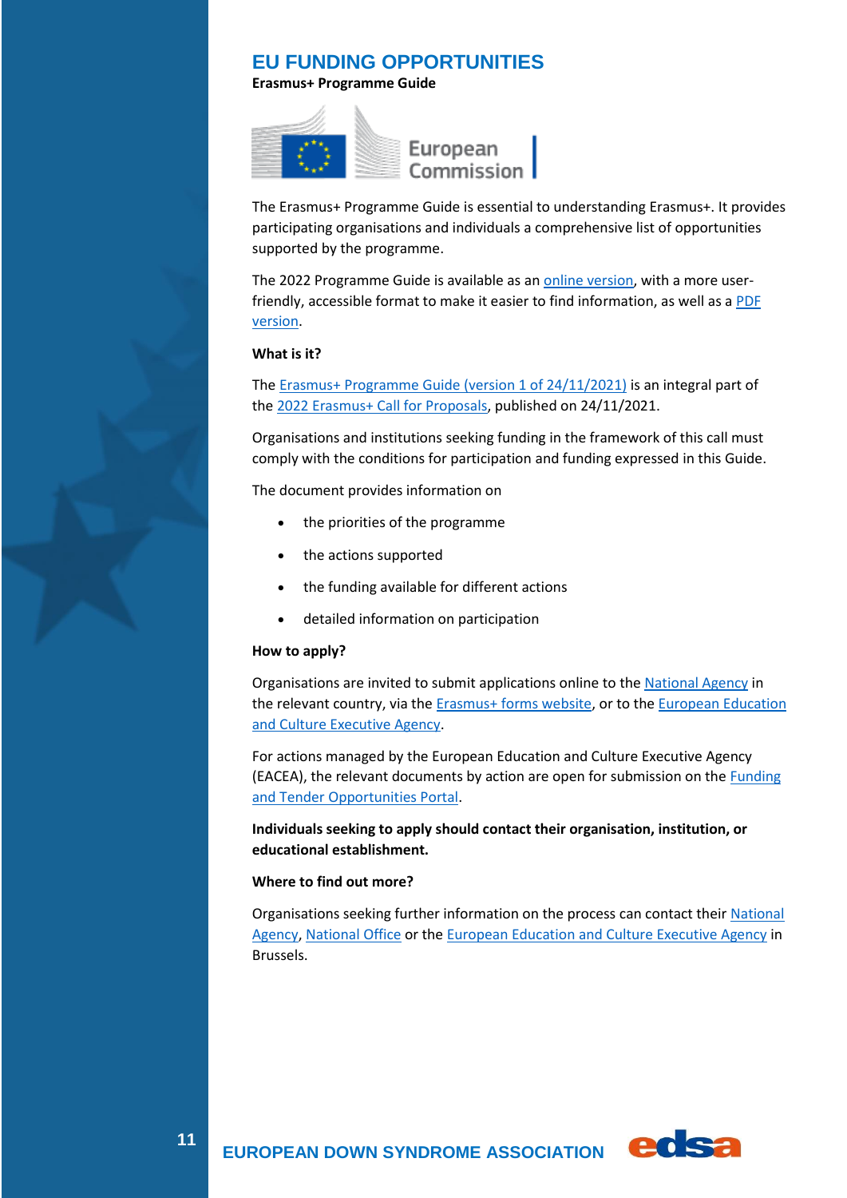# EU FUNDING OPPORTUNITIES

**Erasmus+ Programme Guide**

The Erasmus+ Programme Guide is essential to understanding Erasmus+. It provides participating organisations and individuals a comprehensive list of opportunities supported by the programme.

The 2022 Programme Guide is available as an online version, with a more user-friendly, accessible format to make it easier to find information, as well as a PDF version.

**What is it?**

The Erasmus+ Programme Guide (version 1 of 24/11/2021) is an integral part of the 2022 Erasmus+ Call for Proposals, published on 24/11/2021.

Organisations and institutions seeking funding in the framework of this call must comply with the conditions for participation and funding expressed in this Guide.

The document provides information on

- the priorities of the programme
- the actions supported
- the funding available for different actions
- detailed information on participation

**How to apply?**

Organisations are invited to submit applications online to the National Agency in the relevant country, via the Erasmus+ forms website, or to the European Education and Culture Executive Agency.

For actions managed by the European Education and Culture Executive Agency (EACEA), the relevant documents by action are open for submission on the Funding and Tender Opportunities Portal.

**Individuals seeking to apply should contact their organisation, institution, or educational establishment.**

**Where to find out more?**

Organisations seeking further information on the process can contact their National Agency, National Office or the European Education and Culture Executive Agency in Brussels.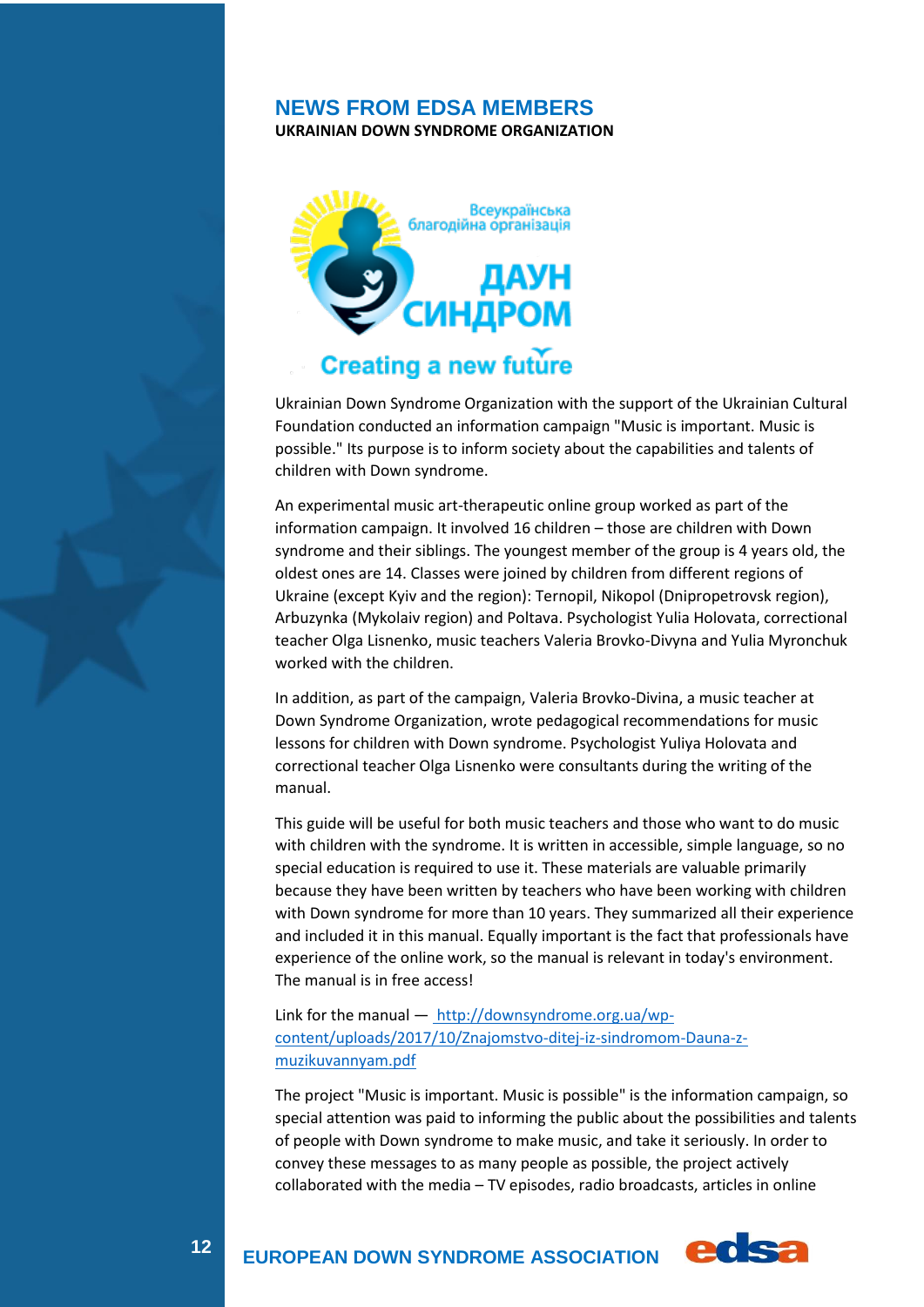## NEWS FROM EDSA MEMBERS

**UKRAINIAN DOWN SYNDROME ORGANIZATION**

Всеукраїнська благодійна організація

ДАУН СИНДРОМ

Creating a new future

Ukrainian Down Syndrome Organization with the support of the Ukrainian Cultural Foundation conducted an information campaign "Music is important. Music is possible." Its purpose is to inform society about the capabilities and talents of children with Down syndrome.

An experimental music art-therapeutic online group worked as part of the information campaign. It involved 16 children – those are children with Down syndrome and their siblings. The youngest member of the group is 4 years old, the oldest ones are 14. Classes were joined by children from different regions of Ukraine (except Kyiv and the region): Ternopil, Nikopol (Dnipropetrovsk region), Arbuzynka (Mykolaiv region) and Poltava. Psychologist Yulia Holovata, correctional teacher Olga Lisnenko, music teachers Valeria Brovko-Divyna and Yulia Myronchuk worked with the children.

In addition, as part of the campaign, Valeria Brovko-Divina, a music teacher at Down Syndrome Organization, wrote pedagogical recommendations for music lessons for children with Down syndrome. Psychologist Yuliya Holovata and correctional teacher Olga Lisnenko were consultants during the writing of the manual.

This guide will be useful for both music teachers and those who want to do music with children with the syndrome. It is written in accessible, simple language, so no special education is required to use it. These materials are valuable primarily because they have been written by teachers who have been working with children with Down syndrome for more than 10 years. They summarized all their experience and included it in this manual. Equally important is the fact that professionals have experience of the online work, so the manual is relevant in today's environment. The manual is in free access!

Link for the manual — http://downsyndrome.org.ua/wp-content/uploads/2017/10/Znajomstvo-ditej-iz-sindromom-Dauna-z-muzikuvannyam.pdf

The project "Music is important. Music is possible" is the information campaign, so special attention was paid to informing the public about the possibilities and talents of people with Down syndrome to make music, and take it seriously. In order to convey these messages to as many people as possible, the project actively collaborated with the media – TV episodes, radio broadcasts, articles in online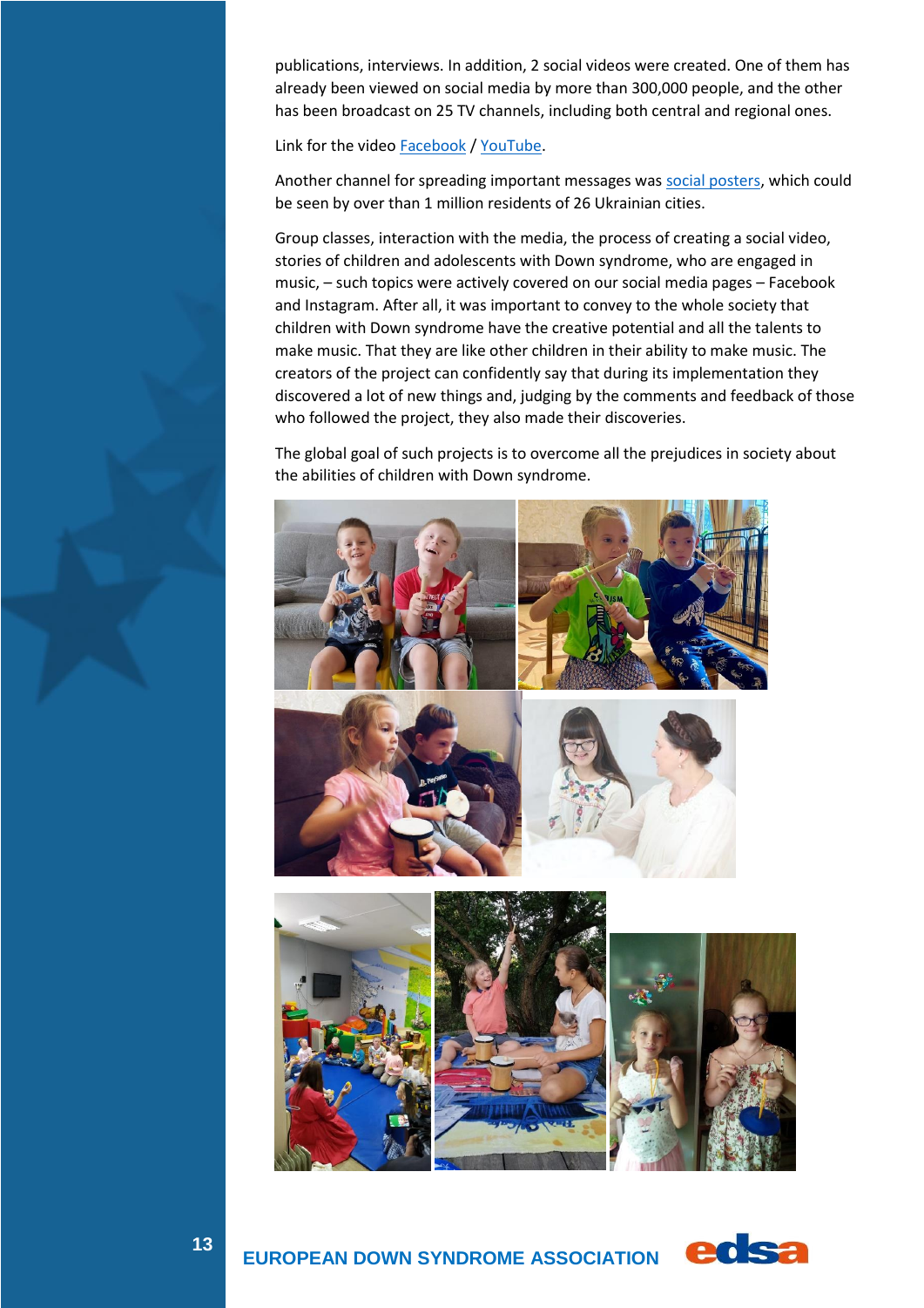publications, interviews. In addition, 2 social videos were created. One of them has already been viewed on social media by more than 300,000 people, and the other has been broadcast on 25 TV channels, including both central and regional ones.

Link for the video Facebook / YouTube.

Another channel for spreading important messages was social posters, which could be seen by over than 1 million residents of 26 Ukrainian cities.

Group classes, interaction with the media, the process of creating a social video, stories of children and adolescents with Down syndrome, who are engaged in music, – such topics were actively covered on our social media pages – Facebook and Instagram. After all, it was important to convey to the whole society that children with Down syndrome have the creative potential and all the talents to make music. That they are like other children in their ability to make music. The creators of the project can confidently say that during its implementation they discovered a lot of new things and, judging by the comments and feedback of those who followed the project, they also made their discoveries.

The global goal of such projects is to overcome all the prejudices in society about the abilities of children with Down syndrome.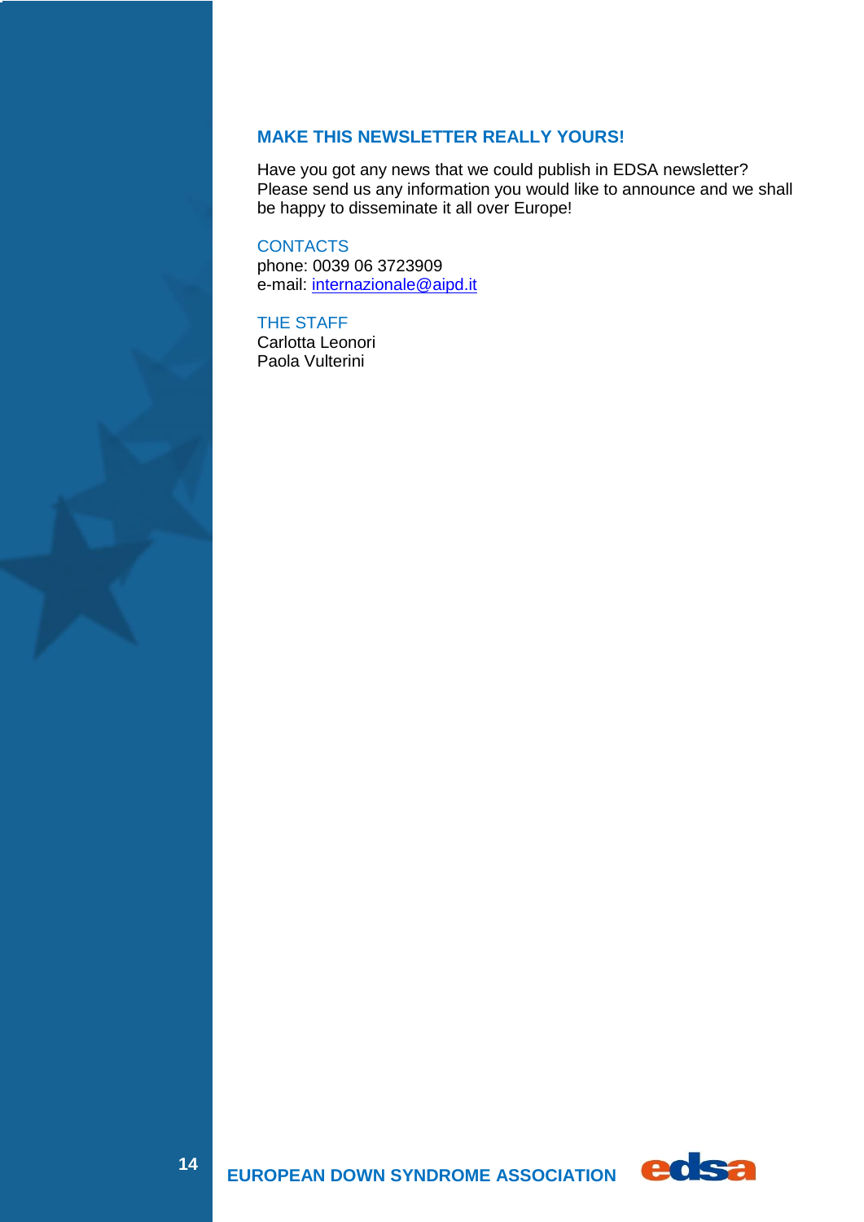## MAKE THIS NEWSLETTER REALLY YOURS!

Have you got any news that we could publish in EDSA newsletter? Please send us any information you would like to announce and we shall be happy to disseminate it all over Europe!

### CONTACTS

phone: 0039 06 3723909
e-mail: internazionale@aipd.it

### THE STAFF

Carlotta Leonori
Paola Vulterini